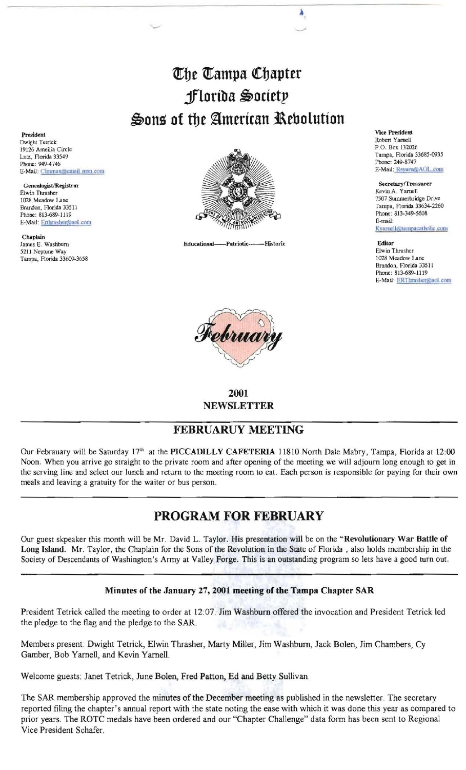# The Tampa Chapter
# Florida Society
# Sons of the American Revolution

**President**
Dwight Tetrick
19126 Ameilia Circle
Lutz, Florida 33549
Phone: 949-4746
E-Mail: Cimmax@email.msn.com

**Genealogist/Registrar**
Elwin Thrasher
1028 Meadow Lane
Brandon, Florida 33511
Phone: 813-689-1119
E-Mail: Erthrasher@aol.com

**Chaplain**
James E. Washburn
5211 Neptune Way
Tampa, Florida 33609-3658

Educational——Patriotic——Historic

**Vice President**
Robert Yarnell
P.O. Box 132026
Tampa, Florida 33685-0935
Phone: 249-8747
E-Mail: Rsyarn@AOL.com

**Secretary/Treasurer**
Kevin A. Yarnell
7507 Summerbridge Drive
Tampa, Florida 33634-2260
Phone: 813-349-5608
E-mail:
Kyarnell@tampacatholic.com

**Editor**
Elwin Thrasher
1028 Meadow Lane
Brandon, Florida 33511
Phone: 813-689-1119
E-Mail: ERThrasher@aol.com

*February*

**2001**
**NEWSLETTER**

## FEBRUARUY MEETING

Our Febrauary will be Saturday 17th at the **PICCADILLY CAFETERIA** 11810 North Dale Mabry, Tampa, Florida at 12:00 Noon. When you arrive go straight to the private room and after opening of the meeting we will adjourn long enough to get in the serving line and select our lunch and return to the meeting room to eat. Each person is responsible for paying for their own meals and leaving a gratuity for the waiter or bus person.

## PROGRAM FOR FEBRUARY

Our guest skpeaker this month will be Mr. David L. Taylor. His presentation will be on the "**Revolutionary War Battle of Long Island.** Mr. Taylor, the Chaplain for the Sons of the Revolution in the State of Florida , also holds membership in the Society of Descendants of Washington's Army at Valley Forge. This is an outstanding program so lets have a good turn out.

### Minutes of the January 27, 2001 meeting of the Tampa Chapter SAR

President Tetrick called the meeting to order at 12:07. Jim Washburn offered the invocation and President Tetrick led the pledge to the flag and the pledge to the SAR.

Members present: Dwight Tetrick, Elwin Thrasher, Marty Miller, Jim Washburn, Jack Bolen, Jim Chambers, Cy Gamber, Bob Yarnell, and Kevin Yarnell.

Welcome guests: Janet Tetrick, June Bolen, Fred Patton, Ed and Betty Sullivan.

The SAR membership approved the minutes of the December meeting as published in the newsletter. The secretary reported filing the chapter's annual report with the state noting the ease with which it was done this year as compared to prior years. The ROTC medals have been ordered and our "Chapter Challenge" data form has been sent to Regional Vice President Schafer.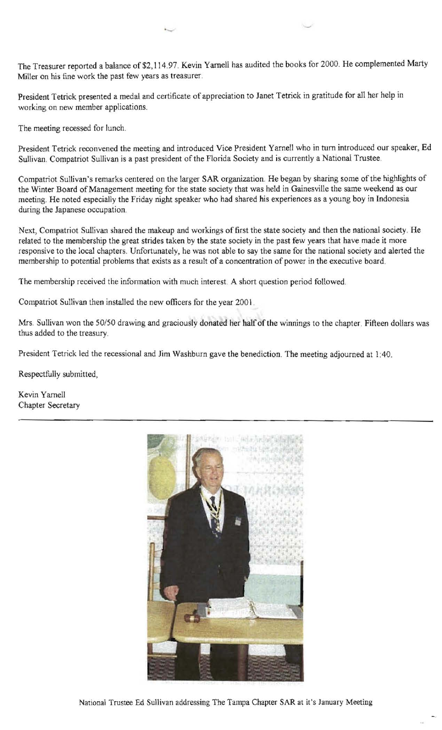The Treasurer reported a balance of $2,114.97. Kevin Yarnell has audited the books for 2000. He complemented Marty Miller on his fine work the past few years as treasurer.

President Tetrick presented a medal and certificate of appreciation to Janet Tetrick in gratitude for all her help in working on new member applications.

The meeting recessed for lunch.

President Tetrick reconvened the meeting and introduced Vice President Yarnell who in turn introduced our speaker, Ed Sullivan. Compatriot Sullivan is a past president of the Florida Society and is currently a National Trustee.

Compatriot Sullivan's remarks centered on the larger SAR organization. He began by sharing some of the highlights of the Winter Board of Management meeting for the state society that was held in Gainesville the same weekend as our meeting. He noted especially the Friday night speaker who had shared his experiences as a young boy in Indonesia during the Japanese occupation.

Next, Compatriot Sullivan shared the makeup and workings of first the state society and then the national society. He related to the membership the great strides taken by the state society in the past few years that have made it more responsive to the local chapters. Unfortunately, he was not able to say the same for the national society and alerted the membership to potential problems that exists as a result of a concentration of power in the executive board.

The membership received the information with much interest. A short question period followed.

Compatriot Sullivan then installed the new officers for the year 2001.

Mrs. Sullivan won the 50/50 drawing and graciously donated her half of the winnings to the chapter. Fifteen dollars was thus added to the treasury.

President Tetrick led the recessional and Jim Washburn gave the benediction. The meeting adjourned at 1:40.

Respectfully submitted,

Kevin Yarnell
Chapter Secretary

---

National Trustee Ed Sullivan addressing The Tampa Chapter SAR at it's January Meeting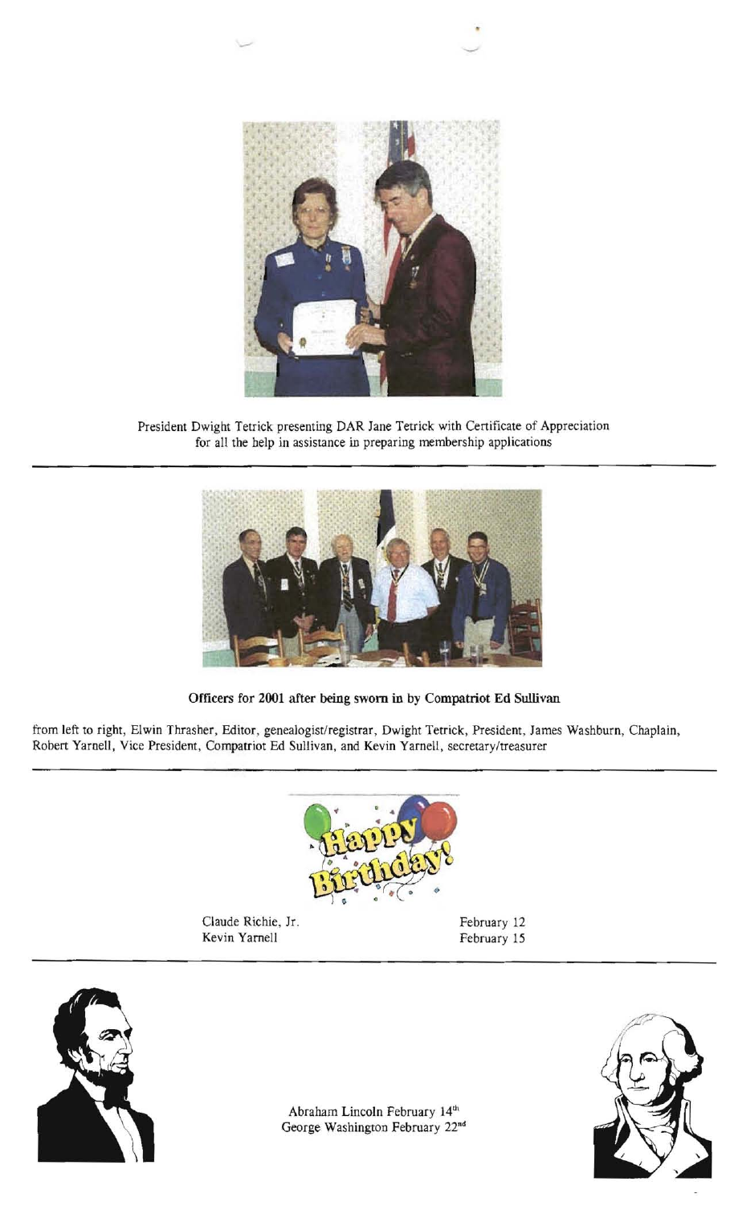President Dwight Tetrick presenting DAR Jane Tetrick with Certificate of Appreciation for all the help in assistance in preparing membership applications

**Officers for 2001 after being sworn in by Compatriot Ed Sullivan**

from left to right, Elwin Thrasher, Editor, genealogist/registrar, Dwight Tetrick, President, James Washburn, Chaplain, Robert Yarnell, Vice President, Compatriot Ed Sullivan, and Kevin Yarnell, secretary/treasurer

Happy Birthday!

| | |
|---|---|
| Claude Richie, Jr. | February 12 |
| Kevin Yarnell | February 15 |

Abraham Lincoln February 14th
George Washington February 22nd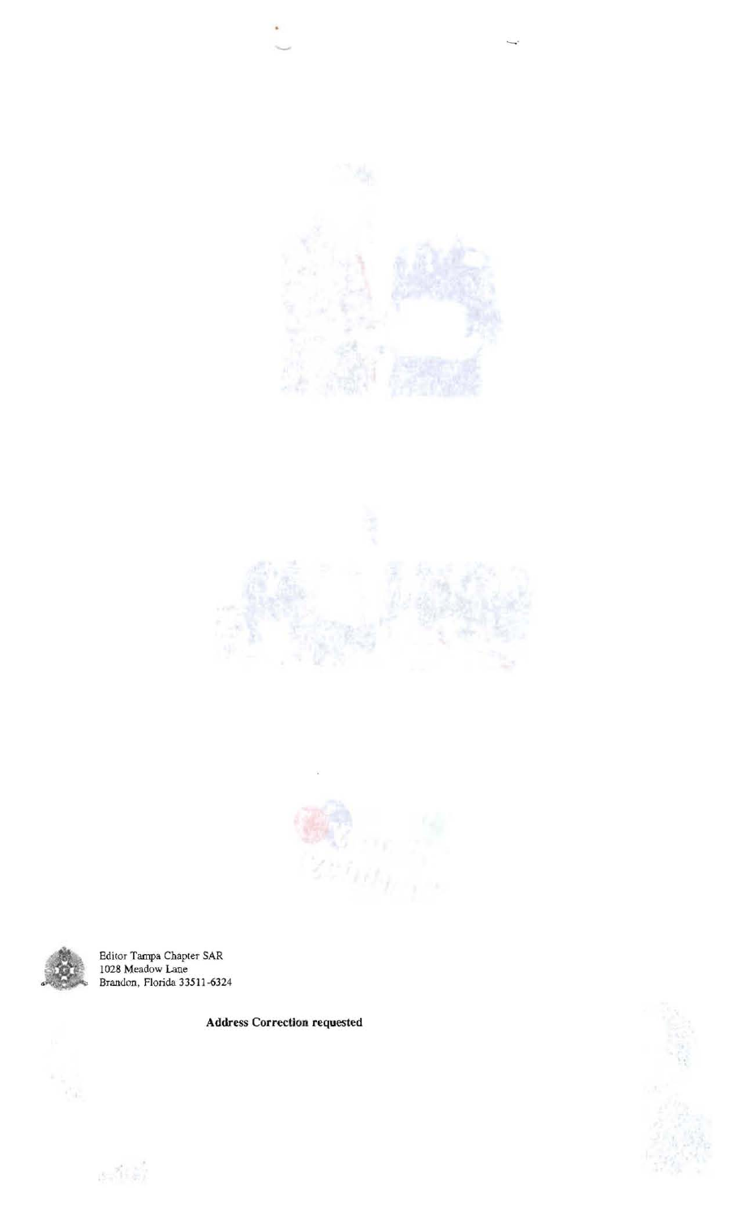Editor Tampa Chapter SAR
1028 Meadow Lane
Brandon, Florida 33511-6324

**Address Correction requested**